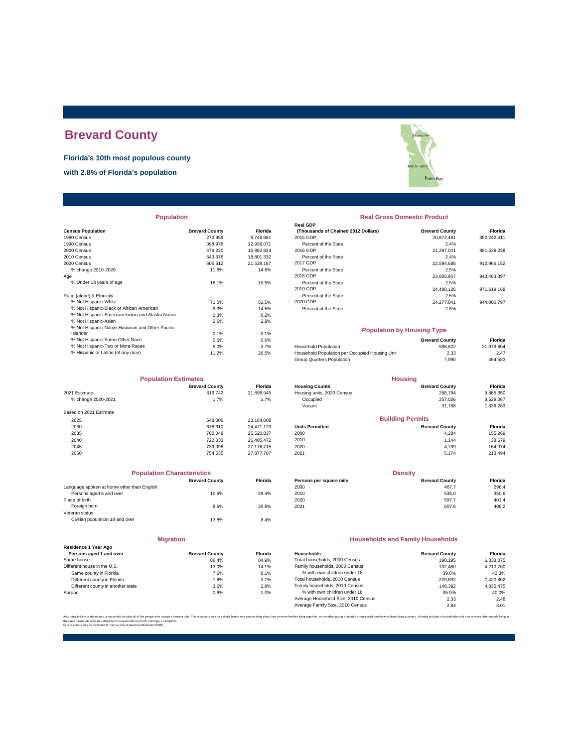# Brevard County

**Florida's 10th most populous county**

**with 2.8% of Florida's population**

## Population

| Census Population | Brevard County | Florida |
|---|---|---|
| 1980 Census | 272,959 | 9,746,961 |
| 1990 Census | 398,978 | 12,938,071 |
| 2000 Census | 476,230 | 15,982,824 |
| 2010 Census | 543,376 | 18,801,332 |
| 2020 Census | 606,612 | 21,538,187 |
| % change 2010-2020 | 11.6% | 14.6% |
| Age | | |
| % Under 18 years of age | 18.1% | 19.5% |
| Race (alone) & Ethnicity | | |
| % Not Hispanic-White | 71.0% | 51.5% |
| % Not Hispanic-Black or African American | 9.3% | 14.5% |
| % Not Hispanic-American Indian and Alaska Native | 0.3% | 0.2% |
| % Not Hispanic-Asian | 2.6% | 2.9% |
| % Not Hispanic-Native Hawaiian and Other Pacific Islander | 0.1% | 0.1% |
| % Not Hispanic-Some Other Race | 0.6% | 0.6% |
| % Not Hispanic-Two or More Races | 5.0% | 3.7% |
| % Hispanic or Latino (of any race) | 11.2% | 26.5% |

## Real Gross Domestic Product

| Real GDP (Thousands of Chained 2012 Dollars) | Brevard County | Florida |
|---|---|---|
| 2015 GDP | 20,872,481 | 852,242,411 |
| Percent of the State | 2.4% | |
| 2016 GDP | 21,397,041 | 881,539,238 |
| Percent of the State | 2.4% | |
| 2017 GDP | 22,594,688 | 912,966,152 |
| Percent of the State | 2.5% | |
| 2018 GDP | 23,605,957 | 943,463,397 |
| Percent of the State | 2.5% | |
| 2019 GDP | 24,488,126 | 971,619,168 |
| Percent of the State | 2.5% | |
| 2020 GDP | 24,277,041 | 944,000,797 |
| Percent of the State | 2.6% | |

## Population by Housing Type

| | Brevard County | Florida |
|---|---|---|
| Household Population | 598,622 | 21,073,604 |
| Household Population per Occupied Housing Unit | 2.33 | 2.47 |
| Group Quarters Population | 7,990 | 464,583 |

## Population Estimates

| | Brevard County | Florida |
|---|---|---|
| 2021 Estimate | 616,742 | 21,898,945 |
| % change 2020-2021 | 1.7% | 1.7% |
| Based on 2021 Estimate | | |
| 2025 | 648,006 | 23,164,008 |
| 2030 | 678,310 | 24,471,129 |
| 2035 | 702,048 | 25,520,837 |
| 2040 | 722,033 | 26,405,472 |
| 2045 | 739,098 | 27,176,715 |
| 2050 | 754,535 | 27,877,707 |

## Housing

| Housing Counts | Brevard County | Florida |
|---|---|---|
| Housing units, 2020 Census | 288,794 | 9,865,350 |
| Occupied | 257,026 | 8,529,067 |
| Vacant | 31,768 | 1,336,283 |

## Building Permits

| Units Permitted | Brevard County | Florida |
|---|---|---|
| 2000 | 4,284 | 155,269 |
| 2010 | 1,144 | 38,679 |
| 2020 | 4,739 | 164,074 |
| 2021 | 5,174 | 213,494 |

## Population Characteristics

| | Brevard County | Florida |
|---|---|---|
| Language spoken at home other than English | | |
| Persons aged 5 and over | 10.6% | 29.4% |
| Place of birth | | |
| Foreign born | 8.6% | 20.8% |
| Veteran status | | |
| Civilian population 18 and over | 13.8% | 8.4% |

## Density

| Persons per square mile | Brevard County | Florida |
|---|---|---|
| 2000 | 467.7 | 296.4 |
| 2010 | 535.0 | 350.6 |
| 2020 | 597.7 | 401.4 |
| 2021 | 607.6 | 408.2 |

## Migration

| Residence 1 Year Ago Persons aged 1 and over | Brevard County | Florida |
|---|---|---|
| Same house | 86.4% | 84.9% |
| Different house in the U.S. | 13.0% | 14.1% |
| Same county in Florida | 7.6% | 8.1% |
| Different county in Florida | 1.8% | 3.1% |
| Different county in another state | 3.6% | 2.8% |
| Abroad | 0.6% | 1.0% |

## Households and Family Households

| Households | Brevard County | Florida |
|---|---|---|
| Total households, 2000 Census | 198,195 | 6,338,075 |
| Family households, 2000 Census | 132,480 | 4,210,760 |
| % with own children under 18 | 39.6% | 42.3% |
| Total households, 2010 Census | 229,692 | 7,420,802 |
| Family households, 2010 Census | 148,392 | 4,835,475 |
| % with own children under 18 | 35.9% | 40.0% |
| Average Household Size, 2010 Census | 2.33 | 2.48 |
| Average Family Size, 2010 Census | 2.84 | 3.01 |

According to Census definitions, a household includes all of the people who occupy a housing unit. The occupants may be a single family, one person living alone, two or more families living together, or any other group of related or unrelated people who share living quarters. A family includes a householder and one or more other people living in the same household who are related to the householder by birth, marriage, or adoption.
Census counts may be corrected for Census Count Question Resolution (CQR).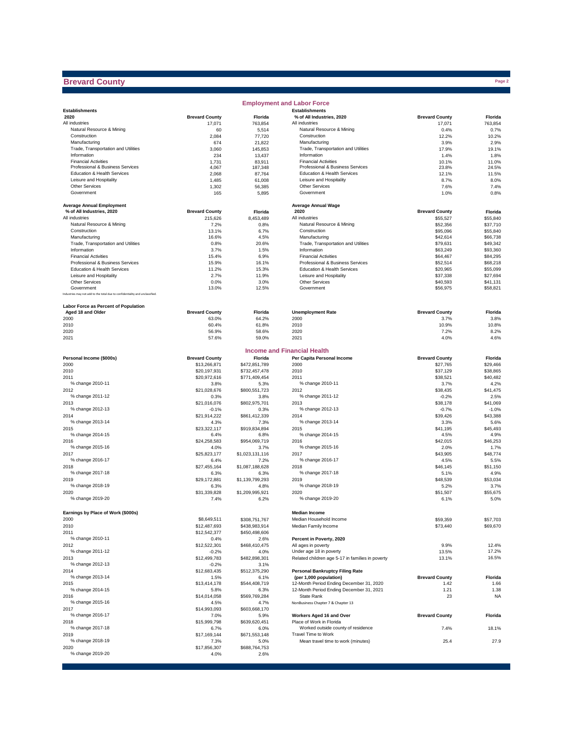# Brevard County

## Employment and Labor Force

| Establishments 2020 | Brevard County | Florida |
|---|---|---|
| All industries | 17,071 | 763,854 |
| Natural Resource & Mining | 60 | 5,514 |
| Construction | 2,084 | 77,720 |
| Manufacturing | 674 | 21,822 |
| Trade, Transportation and Utilities | 3,060 | 145,853 |
| Information | 234 | 13,437 |
| Financial Activities | 1,731 | 83,911 |
| Professional & Business Services | 4,067 | 187,348 |
| Education & Health Services | 2,068 | 87,764 |
| Leisure and Hospitality | 1,485 | 61,008 |
| Other Services | 1,302 | 56,385 |
| Government | 165 | 5,895 |

| Establishments % of All Industries, 2020 | Brevard County | Florida |
|---|---|---|
| All industries | 17,071 | 763,854 |
| Natural Resource & Mining | 0.4% | 0.7% |
| Construction | 12.2% | 10.2% |
| Manufacturing | 3.9% | 2.9% |
| Trade, Transportation and Utilities | 17.9% | 19.1% |
| Information | 1.4% | 1.8% |
| Financial Activities | 10.1% | 11.0% |
| Professional & Business Services | 23.8% | 24.5% |
| Education & Health Services | 12.1% | 11.5% |
| Leisure and Hospitality | 8.7% | 8.0% |
| Other Services | 7.6% | 7.4% |
| Government | 1.0% | 0.8% |

| Average Annual Employment % of All Industries, 2020 | Brevard County | Florida |
|---|---|---|
| All industries | 215,626 | 8,453,489 |
| Natural Resource & Mining | 7.2% | 0.8% |
| Construction | 13.1% | 6.7% |
| Manufacturing | 16.6% | 4.5% |
| Trade, Transportation and Utilities | 0.8% | 20.6% |
| Information | 3.7% | 1.5% |
| Financial Activities | 15.4% | 6.9% |
| Professional & Business Services | 15.9% | 16.1% |
| Education & Health Services | 11.2% | 15.3% |
| Leisure and Hospitality | 2.7% | 11.9% |
| Other Services | 0.0% | 3.0% |
| Government | 13.0% | 12.5% |

Industries may not add to the total due to confidentiality and unclassified.

| Average Annual Wage 2020 | Brevard County | Florida |
|---|---|---|
| All industries | $55,527 | $55,840 |
| Natural Resource & Mining | $52,356 | $37,710 |
| Construction | $95,096 | $55,840 |
| Manufacturing | $42,614 | $66,738 |
| Trade, Transportation and Utilities | $79,631 | $49,342 |
| Information | $63,249 | $93,360 |
| Financial Activities | $64,467 | $84,295 |
| Professional & Business Services | $52,514 | $68,218 |
| Education & Health Services | $20,965 | $55,099 |
| Leisure and Hospitality | $37,338 | $27,694 |
| Other Services | $40,593 | $41,131 |
| Government | $56,975 | $58,821 |

| Labor Force as Percent of Population Aged 18 and Older | Brevard County | Florida |
|---|---|---|
| 2000 | 63.0% | 64.2% |
| 2010 | 60.4% | 61.8% |
| 2020 | 56.9% | 58.6% |
| 2021 | 57.6% | 59.0% |

| Unemployment Rate | Brevard County | Florida |
|---|---|---|
| 2000 | 3.7% | 3.8% |
| 2010 | 10.9% | 10.8% |
| 2020 | 7.2% | 8.2% |
| 2021 | 4.0% | 4.6% |

## Income and Financial Health

| Personal Income ($000s) | Brevard County | Florida |
|---|---|---|
| 2000 | $13,266,871 | $472,851,789 |
| 2010 | $20,197,931 | $732,457,478 |
| 2011 | $20,972,616 | $771,409,454 |
| % change 2010-11 | 3.8% | 5.3% |
| 2012 | $21,028,676 | $800,551,723 |
| % change 2011-12 | 0.3% | 3.8% |
| 2013 | $21,016,076 | $802,975,701 |
| % change 2012-13 | -0.1% | 0.3% |
| 2014 | $21,914,222 | $861,412,339 |
| % change 2013-14 | 4.3% | 7.3% |
| 2015 | $23,322,117 | $919,834,894 |
| % change 2014-15 | 6.4% | 6.8% |
| 2016 | $24,258,583 | $954,069,719 |
| % change 2015-16 | 4.0% | 3.7% |
| 2017 | $25,823,177 | $1,023,131,116 |
| % change 2016-17 | 6.4% | 7.2% |
| 2018 | $27,455,164 | $1,087,188,628 |
| % change 2017-18 | 6.3% | 6.3% |
| 2019 | $29,172,881 | $1,139,799,293 |
| % change 2018-19 | 6.3% | 4.8% |
| 2020 | $31,339,828 | $1,209,995,921 |
| % change 2019-20 | 7.4% | 6.2% |

| Per Capita Personal Income | Brevard County | Florida |
|---|---|---|
| 2000 | $27,765 | $29,466 |
| 2010 | $37,129 | $38,865 |
| 2011 | $38,521 | $40,482 |
| % change 2010-11 | 3.7% | 4.2% |
| 2012 | $38,435 | $41,475 |
| % change 2011-12 | -0.2% | 2.5% |
| 2013 | $38,178 | $41,069 |
| % change 2012-13 | -0.7% | -1.0% |
| 2014 | $39,426 | $43,388 |
| % change 2013-14 | 3.3% | 5.6% |
| 2015 | $41,195 | $45,493 |
| % change 2014-15 | 4.5% | 4.9% |
| 2016 | $42,015 | $46,253 |
| % change 2015-16 | 2.0% | 1.7% |
| 2017 | $43,905 | $48,774 |
| % change 2016-17 | 4.5% | 5.5% |
| 2018 | $46,145 | $51,150 |
| % change 2017-18 | 5.1% | 4.9% |
| 2019 | $48,539 | $53,034 |
| % change 2018-19 | 5.2% | 3.7% |
| 2020 | $51,507 | $55,675 |
| % change 2019-20 | 6.1% | 5.0% |

| Earnings by Place of Work ($000s) | Brevard County | Florida |
|---|---|---|
| 2000 | $8,649,511 | $308,751,767 |
| 2010 | $12,487,693 | $438,983,914 |
| 2011 | $12,542,377 | $450,498,606 |
| % change 2010-11 | 0.4% | 2.6% |
| 2012 | $12,522,301 | $468,410,475 |
| % change 2011-12 | -0.2% | 4.0% |
| 2013 | $12,499,783 | $482,898,301 |
| % change 2012-13 | -0.2% | 3.1% |
| 2014 | $12,683,435 | $512,375,290 |
| % change 2013-14 | 1.5% | 6.1% |
| 2015 | $13,414,178 | $544,408,719 |
| % change 2014-15 | 5.8% | 6.3% |
| 2016 | $14,014,058 | $569,769,284 |
| % change 2015-16 | 4.5% | 4.7% |
| 2017 | $14,993,093 | $603,668,170 |
| % change 2016-17 | 7.0% | 5.9% |
| 2018 | $15,999,798 | $639,620,451 |
| % change 2017-18 | 6.7% | 6.0% |
| 2019 | $17,169,144 | $671,553,148 |
| % change 2018-19 | 7.3% | 5.0% |
| 2020 | $17,856,307 | $688,764,753 |
| % change 2019-20 | 4.0% | 2.6% |

| Median Income | Brevard County | Florida |
|---|---|---|
| Median Household Income | $59,359 | $57,703 |
| Median Family Income | $73,440 | $69,670 |

| Percent in Poverty, 2020 | Brevard County | Florida |
|---|---|---|
| All ages in poverty | 9.9% | 12.4% |
| Under age 18 in poverty | 13.5% | 17.2% |
| Related children age 5-17 in families in poverty | 13.1% | 16.5% |

| Personal Bankruptcy Filing Rate (per 1,000 population) | Brevard County | Florida |
|---|---|---|
| 12-Month Period Ending December 31, 2020 | 1.42 | 1.66 |
| 12-Month Period Ending December 31, 2021 | 1.21 | 1.38 |
| State Rank | 23 | NA |

NonBusiness Chapter 7 & Chapter 13

| Workers Aged 16 and Over | Brevard County | Florida |
|---|---|---|
| Place of Work in Florida | | |
| Worked outside county of residence | 7.4% | 18.1% |
| Travel Time to Work | | |
| Mean travel time to work (minutes) | 25.4 | 27.9 |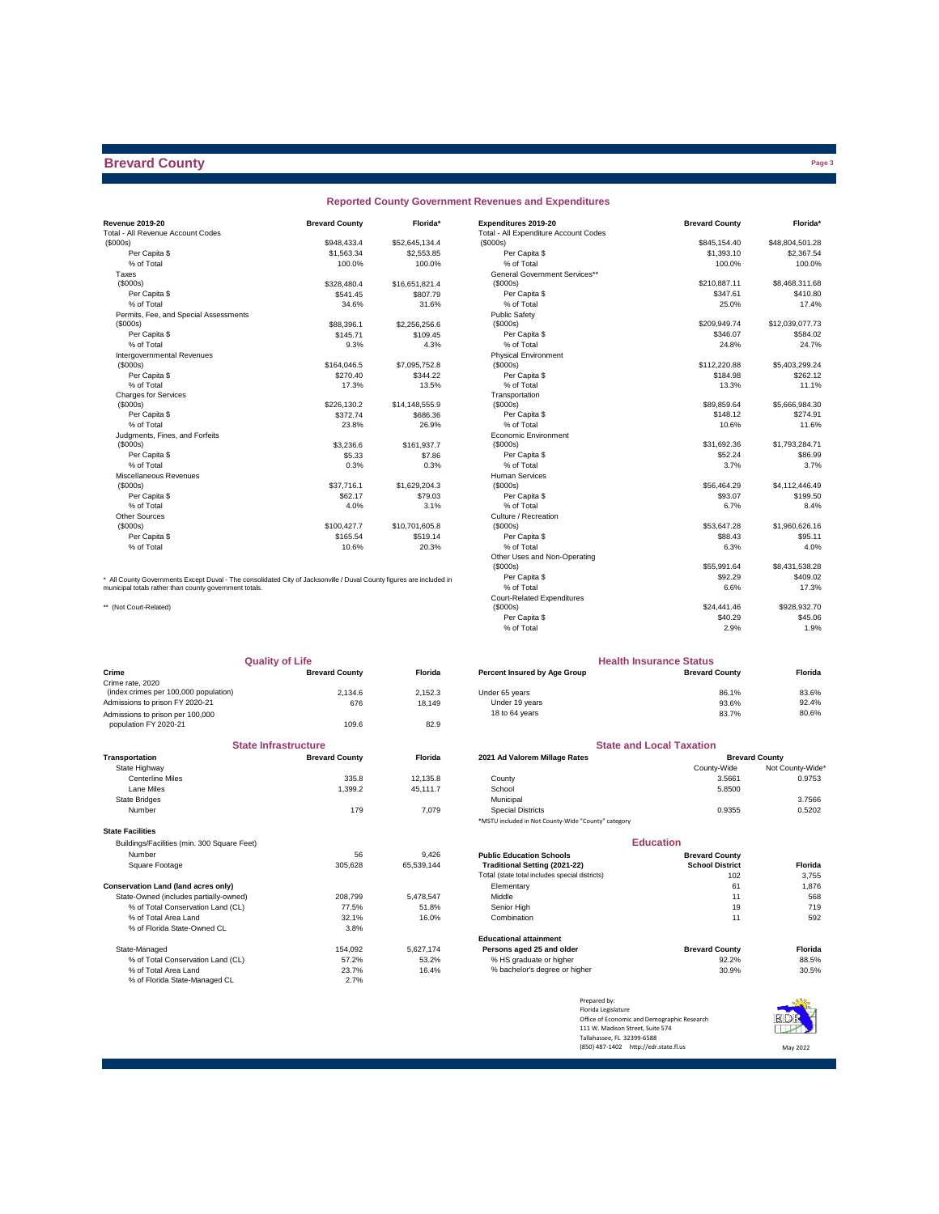# Brevard County

## Reported County Government Revenues and Expenditures

| Revenue 2019-20 | Brevard County | Florida* |
|---|---|---|
| Total - All Revenue Account Codes | | |
| ($000s) | $948,433.4 | $52,645,134.4 |
| Per Capita $ | $1,563.34 | $2,553.85 |
| % of Total | 100.0% | 100.0% |
| Taxes | | |
| ($000s) | $328,480.4 | $16,651,821.4 |
| Per Capita $ | $541.45 | $807.79 |
| % of Total | 34.6% | 31.6% |
| Permits, Fee, and Special Assessments | | |
| ($000s) | $88,396.1 | $2,256,256.6 |
| Per Capita $ | $145.71 | $109.45 |
| % of Total | 9.3% | 4.3% |
| Intergovernmental Revenues | | |
| ($000s) | $164,046.5 | $7,095,752.8 |
| Per Capita $ | $270.40 | $344.22 |
| % of Total | 17.3% | 13.5% |
| Charges for Services | | |
| ($000s) | $226,130.2 | $14,148,555.9 |
| Per Capita $ | $372.74 | $686.36 |
| % of Total | 23.8% | 26.9% |
| Judgments, Fines, and Forfeits | | |
| ($000s) | $3,236.6 | $161,937.7 |
| Per Capita $ | $5.33 | $7.86 |
| % of Total | 0.3% | 0.3% |
| Miscellaneous Revenues | | |
| ($000s) | $37,716.1 | $1,629,204.3 |
| Per Capita $ | $62.17 | $79.03 |
| % of Total | 4.0% | 3.1% |
| Other Sources | | |
| ($000s) | $100,427.7 | $10,701,605.8 |
| Per Capita $ | $165.54 | $519.14 |
| % of Total | 10.6% | 20.3% |

| Expenditures 2019-20 | Brevard County | Florida* |
|---|---|---|
| Total - All Expenditure Account Codes | | |
| ($000s) | $845,154.40 | $48,804,501.28 |
| Per Capita $ | $1,393.10 | $2,367.54 |
| % of Total | 100.0% | 100.0% |
| General Government Services** | | |
| ($000s) | $210,887.11 | $8,468,311.68 |
| Per Capita $ | $347.61 | $410.80 |
| % of Total | 25.0% | 17.4% |
| Public Safety | | |
| ($000s) | $209,949.74 | $12,039,077.73 |
| Per Capita $ | $346.07 | $584.02 |
| % of Total | 24.8% | 24.7% |
| Physical Environment | | |
| ($000s) | $112,220.88 | $5,403,299.24 |
| Per Capita $ | $184.98 | $262.12 |
| % of Total | 13.3% | 11.1% |
| Transportation | | |
| ($000s) | $89,859.64 | $5,666,984.30 |
| Per Capita $ | $148.12 | $274.91 |
| % of Total | 10.6% | 11.6% |
| Economic Environment | | |
| ($000s) | $31,692.36 | $1,793,284.71 |
| Per Capita $ | $52.24 | $86.99 |
| % of Total | 3.7% | 3.7% |
| Human Services | | |
| ($000s) | $56,464.29 | $4,112,446.49 |
| Per Capita $ | $93.07 | $199.50 |
| % of Total | 6.7% | 8.4% |
| Culture / Recreation | | |
| ($000s) | $53,647.28 | $1,960,626.16 |
| Per Capita $ | $88.43 | $95.11 |
| % of Total | 6.3% | 4.0% |
| Other Uses and Non-Operating | | |
| ($000s) | $55,991.64 | $8,431,538.28 |
| Per Capita $ | $92.29 | $409.02 |
| % of Total | 6.6% | 17.3% |
| Court-Related Expenditures | | |
| ($000s) | $24,441.46 | $928,932.70 |
| Per Capita $ | $40.29 | $45.06 |
| % of Total | 2.9% | 1.9% |

\* All County Governments Except Duval - The consolidated City of Jacksonville / Duval County figures are included in municipal totals rather than county government totals.

\*\* (Not Court-Related)

## Quality of Life

| Crime | Brevard County | Florida |
|---|---|---|
| Crime rate, 2020 (index crimes per 100,000 population) | 2,134.6 | 2,152.3 |
| Admissions to prison FY 2020-21 | 676 | 18,149 |
| Admissions to prison per 100,000 population FY 2020-21 | 109.6 | 82.9 |

## Health Insurance Status

| Percent Insured by Age Group | Brevard County | Florida |
|---|---|---|
| Under 65 years | 86.1% | 83.6% |
| Under 19 years | 93.6% | 92.4% |
| 18 to 64 years | 83.7% | 80.6% |

## State Infrastructure

| Transportation | Brevard County | Florida |
|---|---|---|
| State Highway | | |
| Centerline Miles | 335.8 | 12,135.8 |
| Lane Miles | 1,399.2 | 45,111.7 |
| State Bridges | | |
| Number | 179 | 7,079 |
| **State Facilities** | | |
| Buildings/Facilities (min. 300 Square Feet) | | |
| Number | 56 | 9,426 |
| Square Footage | 305,628 | 65,539,144 |
| **Conservation Land (land acres only)** | | |
| State-Owned (includes partially-owned) | 208,799 | 5,478,547 |
| % of Total Conservation Land (CL) | 77.5% | 51.8% |
| % of Total Area Land | 32.1% | 16.0% |
| % of Florida State-Owned CL | 3.8% | |
| State-Managed | 154,092 | 5,627,174 |
| % of Total Conservation Land (CL) | 57.2% | 53.2% |
| % of Total Area Land | 23.7% | 16.4% |
| % of Florida State-Managed CL | 2.7% | |

## State and Local Taxation

| 2021 Ad Valorem Millage Rates | Brevard County County-Wide | Brevard County Not County-Wide* |
|---|---|---|
| County | 3.5661 | 0.9753 |
| School | 5.8500 | |
| Municipal | | 3.7566 |
| Special Districts | 0.9355 | 0.5202 |

*MSTU included in Not County-Wide "County" category

## Education

| Public Education Schools Traditional Setting (2021-22) | Brevard County School District | Florida |
|---|---|---|
| Total (state total includes special districts) | 102 | 3,755 |
| Elementary | 61 | 1,876 |
| Middle | 11 | 568 |
| Senior High | 19 | 719 |
| Combination | 11 | 592 |

| Educational attainment Persons aged 25 and older | Brevard County | Florida |
|---|---|---|
| % HS graduate or higher | 92.2% | 88.5% |
| % bachelor's degree or higher | 30.9% | 30.5% |

Prepared by:
Florida Legislature
Office of Economic and Demographic Research
111 W. Madison Street, Suite 574
Tallahassee, FL 32399-6588
(850) 487-1402 http://edr.state.fl.us

May 2022